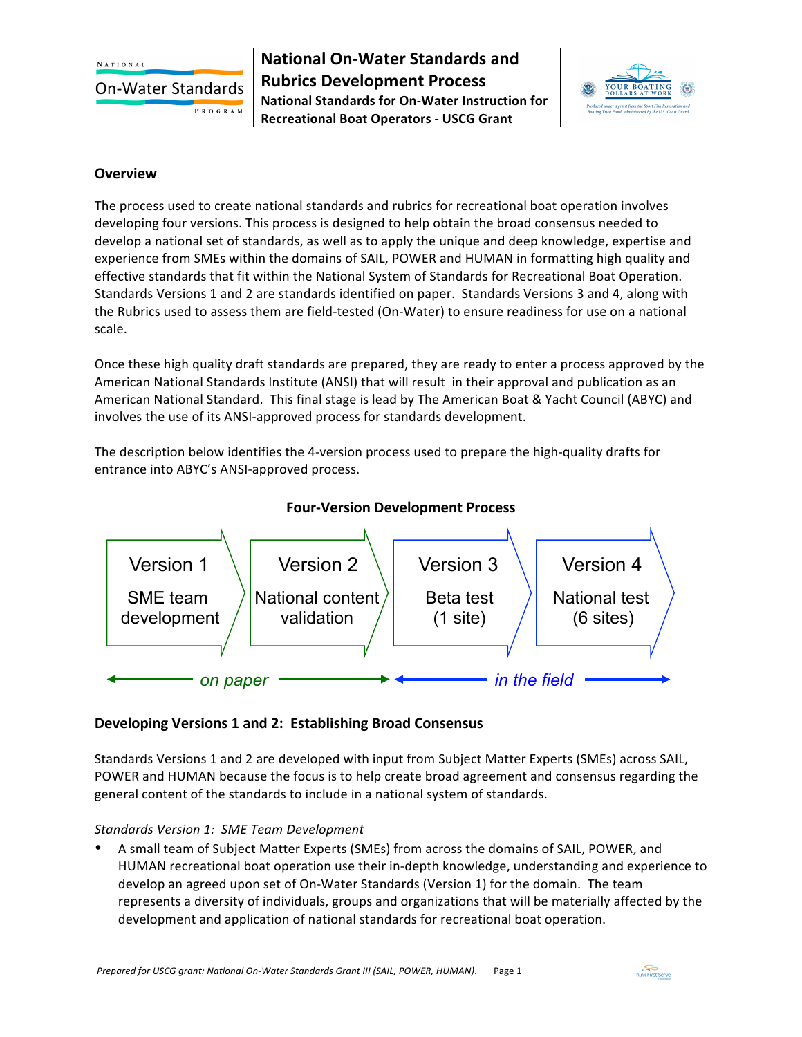# National On-Water Standards and Rubrics Development Process

**National Standards for On-Water Instruction for Recreational Boat Operators - USCG Grant**

## Overview

The process used to create national standards and rubrics for recreational boat operation involves developing four versions. This process is designed to help obtain the broad consensus needed to develop a national set of standards, as well as to apply the unique and deep knowledge, expertise and experience from SMEs within the domains of SAIL, POWER and HUMAN in formatting high quality and effective standards that fit within the National System of Standards for Recreational Boat Operation. Standards Versions 1 and 2 are standards identified on paper. Standards Versions 3 and 4, along with the Rubrics used to assess them are field-tested (On-Water) to ensure readiness for use on a national scale.

Once these high quality draft standards are prepared, they are ready to enter a process approved by the American National Standards Institute (ANSI) that will result in their approval and publication as an American National Standard. This final stage is lead by The American Boat & Yacht Council (ABYC) and involves the use of its ANSI-approved process for standards development.

The description below identifies the 4-version process used to prepare the high-quality drafts for entrance into ABYC's ANSI-approved process.

**Four-Version Development Process**

| Version 1 | Version 2 | Version 3 | Version 4 |
| --- | --- | --- | --- |
| SME team development | National content validation | Beta test (1 site) | National test (6 sites) |
| *on paper* | | *in the field* | |

## Developing Versions 1 and 2: Establishing Broad Consensus

Standards Versions 1 and 2 are developed with input from Subject Matter Experts (SMEs) across SAIL, POWER and HUMAN because the focus is to help create broad agreement and consensus regarding the general content of the standards to include in a national system of standards.

*Standards Version 1: SME Team Development*

- A small team of Subject Matter Experts (SMEs) from across the domains of SAIL, POWER, and HUMAN recreational boat operation use their in-depth knowledge, understanding and experience to develop an agreed upon set of On-Water Standards (Version 1) for the domain. The team represents a diversity of individuals, groups and organizations that will be materially affected by the development and application of national standards for recreational boat operation.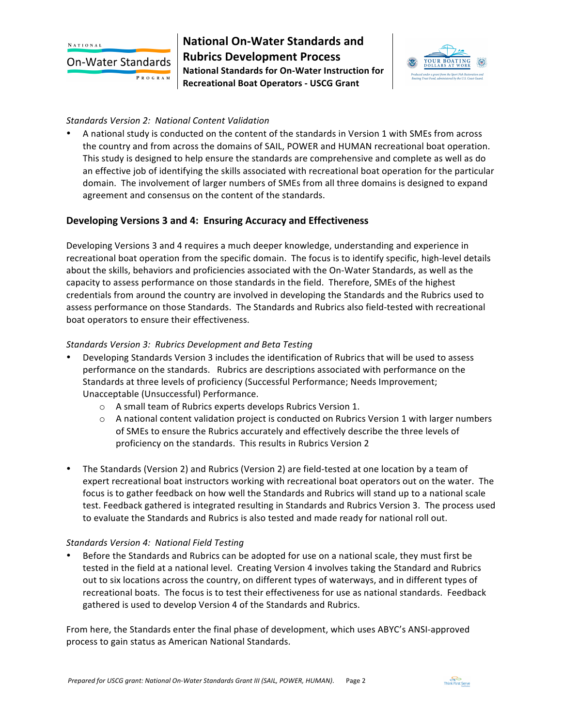*Standards Version 2: National Content Validation*

- A national study is conducted on the content of the standards in Version 1 with SMEs from across the country and from across the domains of SAIL, POWER and HUMAN recreational boat operation. This study is designed to help ensure the standards are comprehensive and complete as well as do an effective job of identifying the skills associated with recreational boat operation for the particular domain. The involvement of larger numbers of SMEs from all three domains is designed to expand agreement and consensus on the content of the standards.

## Developing Versions 3 and 4: Ensuring Accuracy and Effectiveness

Developing Versions 3 and 4 requires a much deeper knowledge, understanding and experience in recreational boat operation from the specific domain. The focus is to identify specific, high-level details about the skills, behaviors and proficiencies associated with the On-Water Standards, as well as the capacity to assess performance on those standards in the field. Therefore, SMEs of the highest credentials from around the country are involved in developing the Standards and the Rubrics used to assess performance on those Standards. The Standards and Rubrics also field-tested with recreational boat operators to ensure their effectiveness.

*Standards Version 3: Rubrics Development and Beta Testing*

- Developing Standards Version 3 includes the identification of Rubrics that will be used to assess performance on the standards. Rubrics are descriptions associated with performance on the Standards at three levels of proficiency (Successful Performance; Needs Improvement; Unacceptable (Unsuccessful) Performance.
    - A small team of Rubrics experts develops Rubrics Version 1.
    - A national content validation project is conducted on Rubrics Version 1 with larger numbers of SMEs to ensure the Rubrics accurately and effectively describe the three levels of proficiency on the standards. This results in Rubrics Version 2

- The Standards (Version 2) and Rubrics (Version 2) are field-tested at one location by a team of expert recreational boat instructors working with recreational boat operators out on the water. The focus is to gather feedback on how well the Standards and Rubrics will stand up to a national scale test. Feedback gathered is integrated resulting in Standards and Rubrics Version 3. The process used to evaluate the Standards and Rubrics is also tested and made ready for national roll out.

*Standards Version 4: National Field Testing*

- Before the Standards and Rubrics can be adopted for use on a national scale, they must first be tested in the field at a national level. Creating Version 4 involves taking the Standard and Rubrics out to six locations across the country, on different types of waterways, and in different types of recreational boats. The focus is to test their effectiveness for use as national standards. Feedback gathered is used to develop Version 4 of the Standards and Rubrics.

From here, the Standards enter the final phase of development, which uses ABYC's ANSI-approved process to gain status as American National Standards.